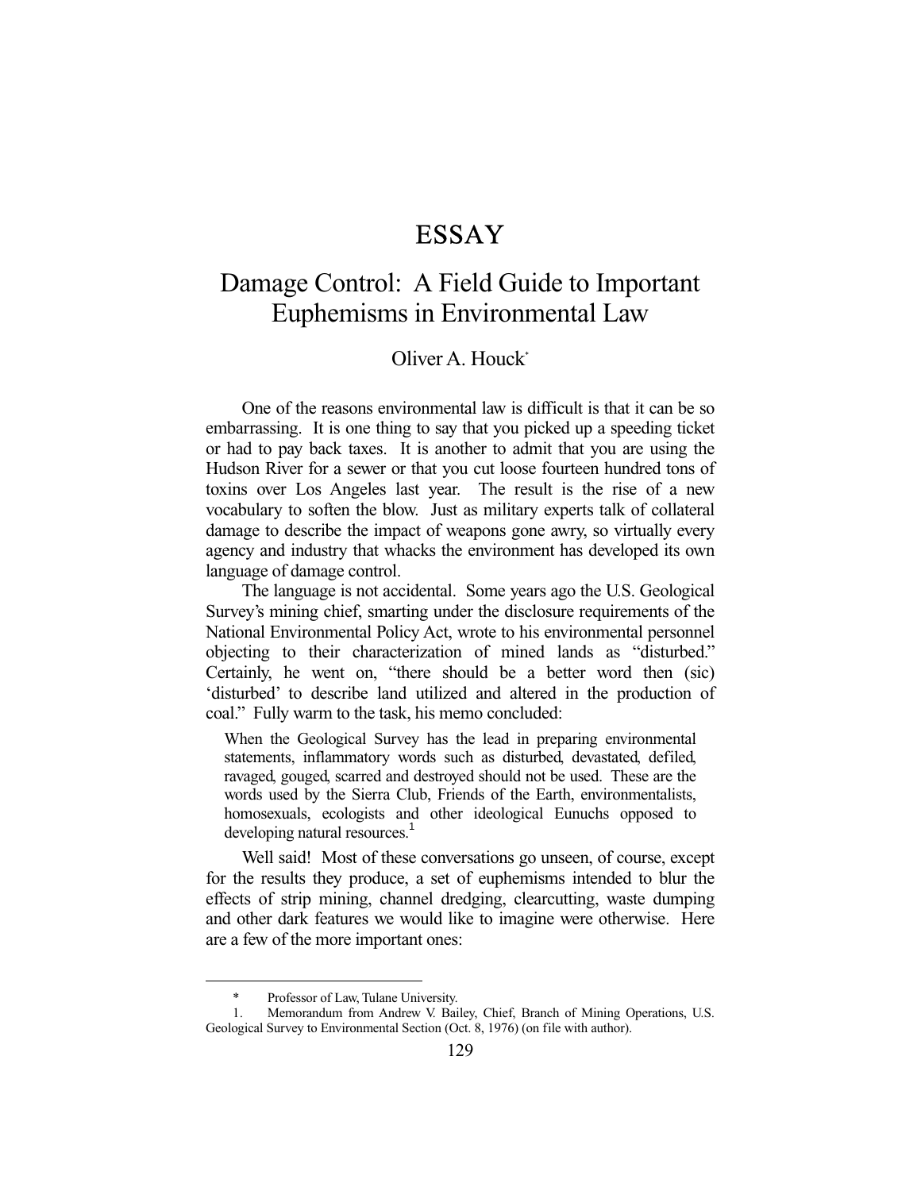# ESSAY

## Damage Control: A Field Guide to Important Euphemisms in Environmental Law

Oliver A. Houck*

One of the reasons environmental law is difficult is that it can be so embarrassing. It is one thing to say that you picked up a speeding ticket or had to pay back taxes. It is another to admit that you are using the Hudson River for a sewer or that you cut loose fourteen hundred tons of toxins over Los Angeles last year. The result is the rise of a new vocabulary to soften the blow. Just as military experts talk of collateral damage to describe the impact of weapons gone awry, so virtually every agency and industry that whacks the environment has developed its own language of damage control.

The language is not accidental. Some years ago the U.S. Geological Survey's mining chief, smarting under the disclosure requirements of the National Environmental Policy Act, wrote to his environmental personnel objecting to their characterization of mined lands as "disturbed." Certainly, he went on, "there should be a better word then (sic) 'disturbed' to describe land utilized and altered in the production of coal." Fully warm to the task, his memo concluded:

> When the Geological Survey has the lead in preparing environmental statements, inflammatory words such as disturbed, devastated, defiled, ravaged, gouged, scarred and destroyed should not be used. These are the words used by the Sierra Club, Friends of the Earth, environmentalists, homosexuals, ecologists and other ideological Eunuchs opposed to developing natural resources.[1]

Well said! Most of these conversations go unseen, of course, except for the results they produce, a set of euphemisms intended to blur the effects of strip mining, channel dredging, clearcutting, waste dumping and other dark features we would like to imagine were otherwise. Here are a few of the more important ones:

---

\* Professor of Law, Tulane University.

1. Memorandum from Andrew V. Bailey, Chief, Branch of Mining Operations, U.S. Geological Survey to Environmental Section (Oct. 8, 1976) (on file with author).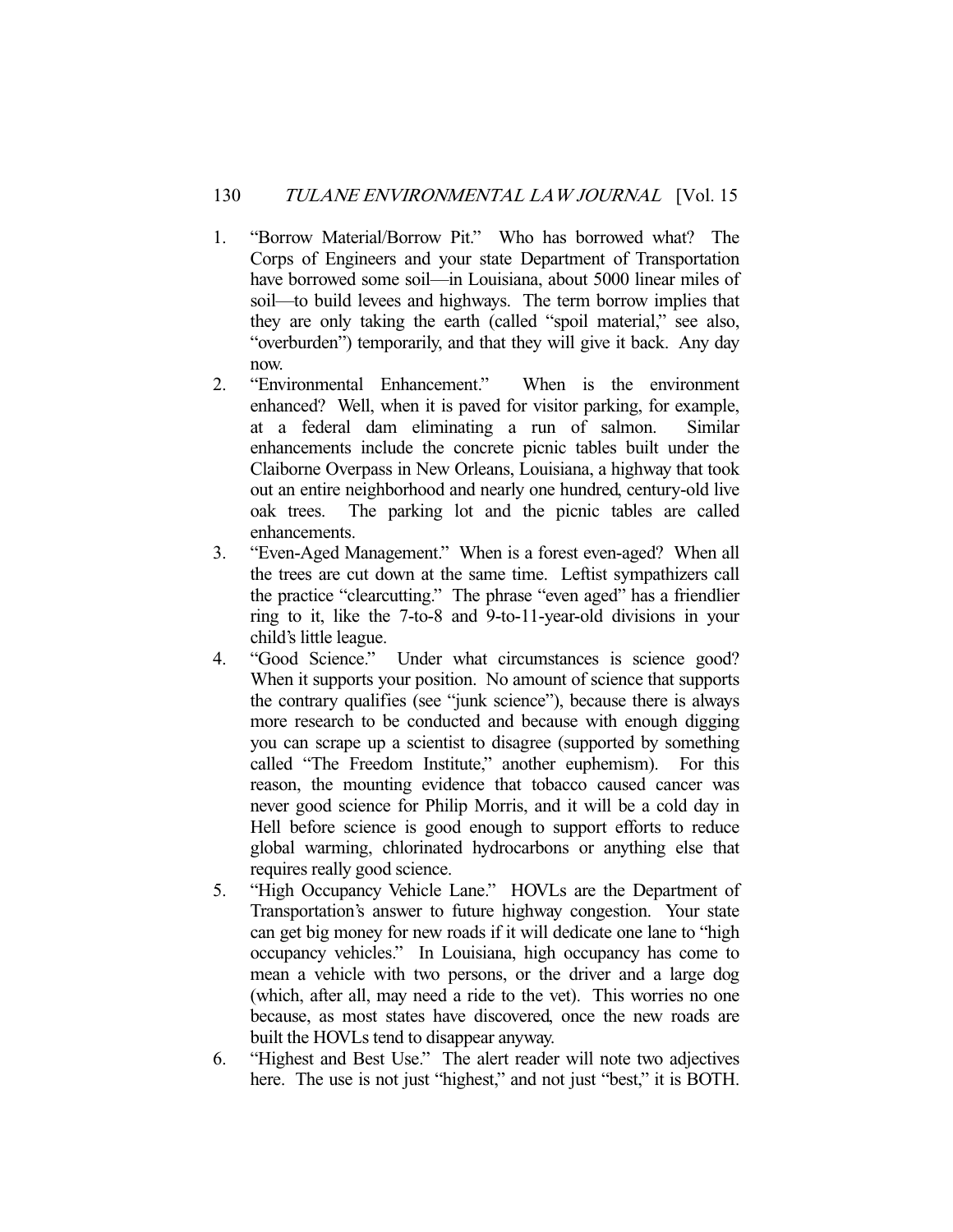1. "Borrow Material/Borrow Pit." Who has borrowed what? The Corps of Engineers and your state Department of Transportation have borrowed some soil—in Louisiana, about 5000 linear miles of soil—to build levees and highways. The term borrow implies that they are only taking the earth (called "spoil material," see also, "overburden") temporarily, and that they will give it back. Any day now.
2. "Environmental Enhancement." When is the environment enhanced? Well, when it is paved for visitor parking, for example, at a federal dam eliminating a run of salmon. Similar enhancements include the concrete picnic tables built under the Claiborne Overpass in New Orleans, Louisiana, a highway that took out an entire neighborhood and nearly one hundred, century-old live oak trees. The parking lot and the picnic tables are called enhancements.
3. "Even-Aged Management." When is a forest even-aged? When all the trees are cut down at the same time. Leftist sympathizers call the practice "clearcutting." The phrase "even aged" has a friendlier ring to it, like the 7-to-8 and 9-to-11-year-old divisions in your child's little league.
4. "Good Science." Under what circumstances is science good? When it supports your position. No amount of science that supports the contrary qualifies (see "junk science"), because there is always more research to be conducted and because with enough digging you can scrape up a scientist to disagree (supported by something called "The Freedom Institute," another euphemism). For this reason, the mounting evidence that tobacco caused cancer was never good science for Philip Morris, and it will be a cold day in Hell before science is good enough to support efforts to reduce global warming, chlorinated hydrocarbons or anything else that requires really good science.
5. "High Occupancy Vehicle Lane." HOVLs are the Department of Transportation's answer to future highway congestion. Your state can get big money for new roads if it will dedicate one lane to "high occupancy vehicles." In Louisiana, high occupancy has come to mean a vehicle with two persons, or the driver and a large dog (which, after all, may need a ride to the vet). This worries no one because, as most states have discovered, once the new roads are built the HOVLs tend to disappear anyway.
6. "Highest and Best Use." The alert reader will note two adjectives here. The use is not just "highest," and not just "best," it is BOTH.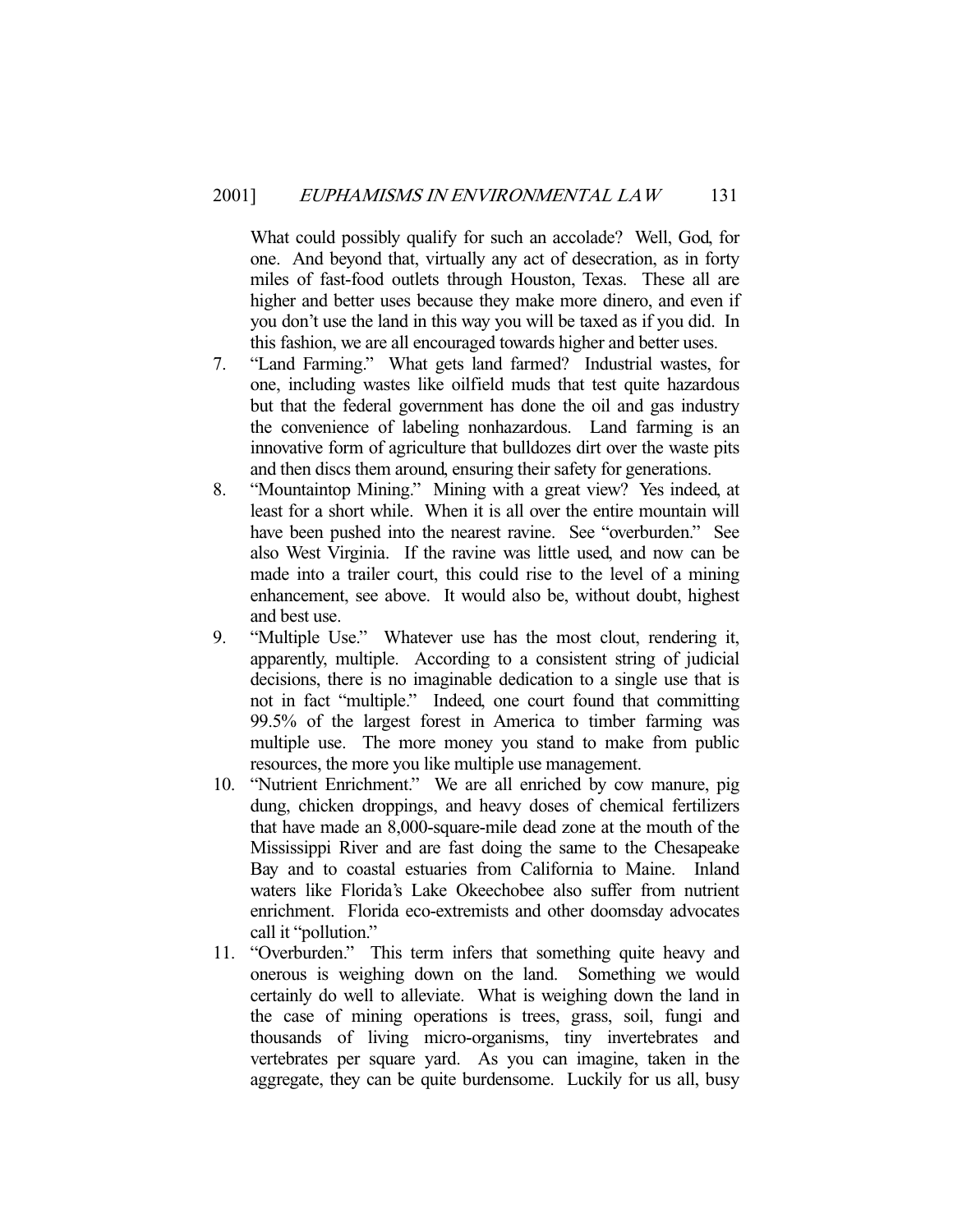What could possibly qualify for such an accolade? Well, God, for one. And beyond that, virtually any act of desecration, as in forty miles of fast-food outlets through Houston, Texas. These all are higher and better uses because they make more dinero, and even if you don't use the land in this way you will be taxed as if you did. In this fashion, we are all encouraged towards higher and better uses.

7. "Land Farming." What gets land farmed? Industrial wastes, for one, including wastes like oilfield muds that test quite hazardous but that the federal government has done the oil and gas industry the convenience of labeling nonhazardous. Land farming is an innovative form of agriculture that bulldozes dirt over the waste pits and then discs them around, ensuring their safety for generations.
8. "Mountaintop Mining." Mining with a great view? Yes indeed, at least for a short while. When it is all over the entire mountain will have been pushed into the nearest ravine. See "overburden." See also West Virginia. If the ravine was little used, and now can be made into a trailer court, this could rise to the level of a mining enhancement, see above. It would also be, without doubt, highest and best use.
9. "Multiple Use." Whatever use has the most clout, rendering it, apparently, multiple. According to a consistent string of judicial decisions, there is no imaginable dedication to a single use that is not in fact "multiple." Indeed, one court found that committing 99.5% of the largest forest in America to timber farming was multiple use. The more money you stand to make from public resources, the more you like multiple use management.
10. "Nutrient Enrichment." We are all enriched by cow manure, pig dung, chicken droppings, and heavy doses of chemical fertilizers that have made an 8,000-square-mile dead zone at the mouth of the Mississippi River and are fast doing the same to the Chesapeake Bay and to coastal estuaries from California to Maine. Inland waters like Florida's Lake Okeechobee also suffer from nutrient enrichment. Florida eco-extremists and other doomsday advocates call it "pollution."
11. "Overburden." This term infers that something quite heavy and onerous is weighing down on the land. Something we would certainly do well to alleviate. What is weighing down the land in the case of mining operations is trees, grass, soil, fungi and thousands of living micro-organisms, tiny invertebrates and vertebrates per square yard. As you can imagine, taken in the aggregate, they can be quite burdensome. Luckily for us all, busy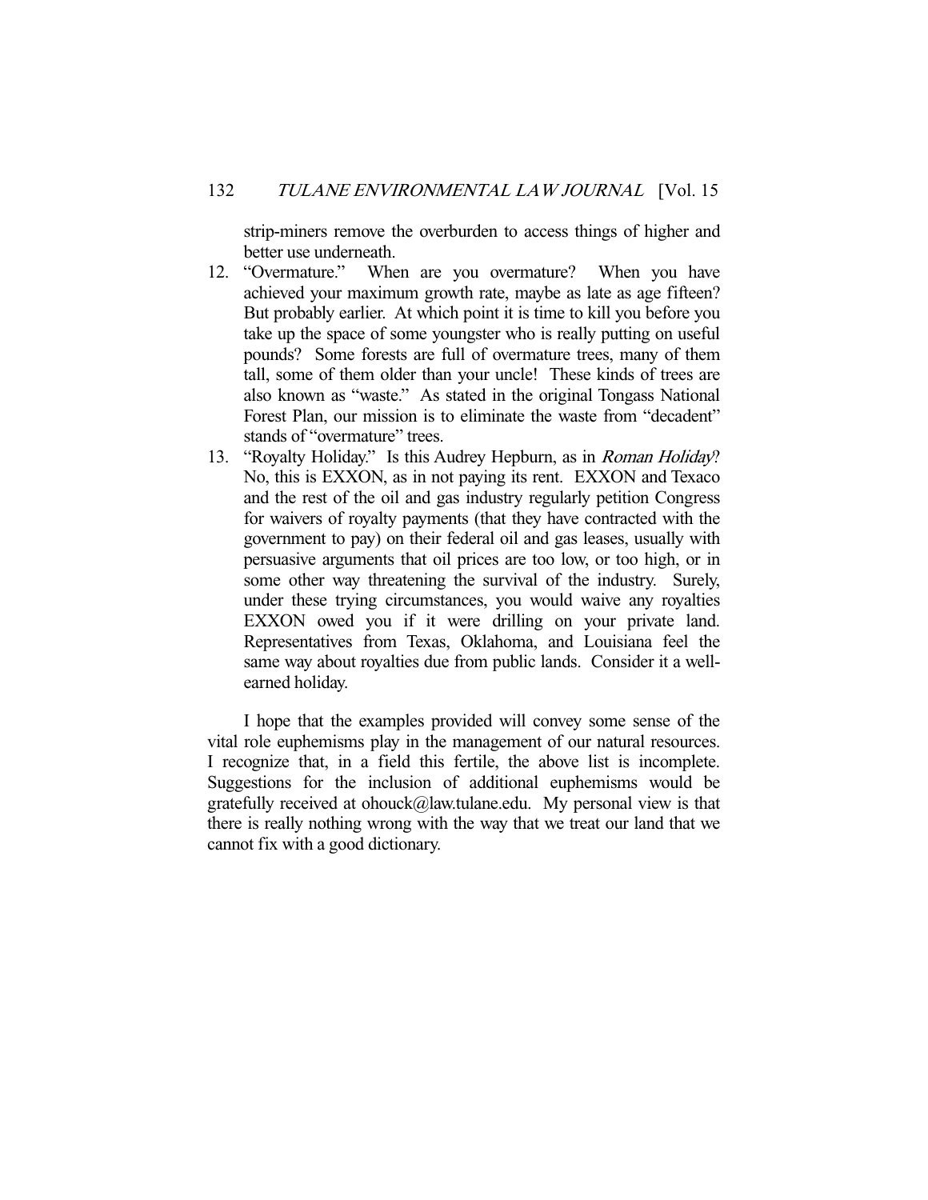strip-miners remove the overburden to access things of higher and better use underneath.

12. "Overmature." When are you overmature? When you have achieved your maximum growth rate, maybe as late as age fifteen? But probably earlier. At which point it is time to kill you before you take up the space of some youngster who is really putting on useful pounds? Some forests are full of overmature trees, many of them tall, some of them older than your uncle! These kinds of trees are also known as "waste." As stated in the original Tongass National Forest Plan, our mission is to eliminate the waste from "decadent" stands of "overmature" trees.
13. "Royalty Holiday." Is this Audrey Hepburn, as in *Roman Holiday*? No, this is EXXON, as in not paying its rent. EXXON and Texaco and the rest of the oil and gas industry regularly petition Congress for waivers of royalty payments (that they have contracted with the government to pay) on their federal oil and gas leases, usually with persuasive arguments that oil prices are too low, or too high, or in some other way threatening the survival of the industry. Surely, under these trying circumstances, you would waive any royalties EXXON owed you if it were drilling on your private land. Representatives from Texas, Oklahoma, and Louisiana feel the same way about royalties due from public lands. Consider it a well-earned holiday.

I hope that the examples provided will convey some sense of the vital role euphemisms play in the management of our natural resources. I recognize that, in a field this fertile, the above list is incomplete. Suggestions for the inclusion of additional euphemisms would be gratefully received at ohouck@law.tulane.edu. My personal view is that there is really nothing wrong with the way that we treat our land that we cannot fix with a good dictionary.